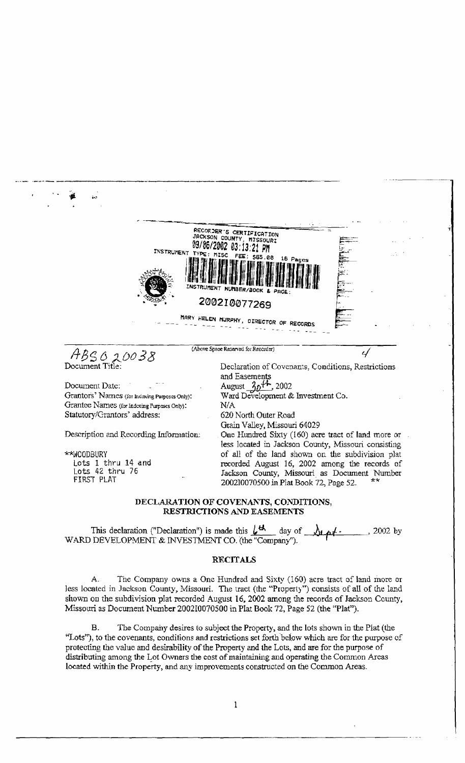RECORDER'S CERTIFICATION
JACKSON COUNTY, MISSOURI
09/06/2002 03:13:21 PM
INSTRUMENT TYPE: MISC FEE: $65.00 16 Pages
INSTRUMENT NUMBER/BOOK & PAGE:
200210077269
MARY HELEN MURPHY, DIRECTOR OF RECORDS

ABS 0 20038

(Above Space Reserved for Recorder)

| | |
|---|---|
| Document Title: | Declaration of Covenants, Conditions, Restrictions and Easements |
| Document Date: | August 30th, 2002 |
| Grantors' Names (for Indexing Purposes Only): | Ward Development & Investment Co. |
| Grantee Names (for Indexing Purposes Only): | N/A |
| Statutory/Grantors' address: | 620 North Outer Road<br>Grain Valley, Missouri 64029 |
| Description and Recording Information:<br><br>**WOODBURY<br>Lots 1 thru 14 and<br>Lots 42 thru 76<br>FIRST PLAT | One Hundred Sixty (160) acre tract of land more or less located in Jackson County, Missouri consisting of all of the land shown on the subdivision plat recorded August 16, 2002 among the records of Jackson County, Missouri as Document Number 200210070500 in Plat Book 72, Page 52. ** |

## DECLARATION OF COVENANTS, CONDITIONS, RESTRICTIONS AND EASEMENTS

This declaration ("Declaration") is made this 6th day of Sept., 2002 by WARD DEVELOPMENT & INVESTMENT CO. (the "Company").

## RECITALS

A. The Company owns a One Hundred and Sixty (160) acre tract of land more or less located in Jackson County, Missouri. The tract (the "Property") consists of all of the land shown on the subdivision plat recorded August 16, 2002 among the records of Jackson County, Missouri as Document Number 200210070500 in Plat Book 72, Page 52 (the "Plat").

B. The Company desires to subject the Property, and the lots shown in the Plat (the "Lots"), to the covenants, conditions and restrictions set forth below which are for the purpose of protecting the value and desirability of the Property and the Lots, and are for the purpose of distributing among the Lot Owners the cost of maintaining and operating the Common Areas located within the Property, and any improvements constructed on the Common Areas.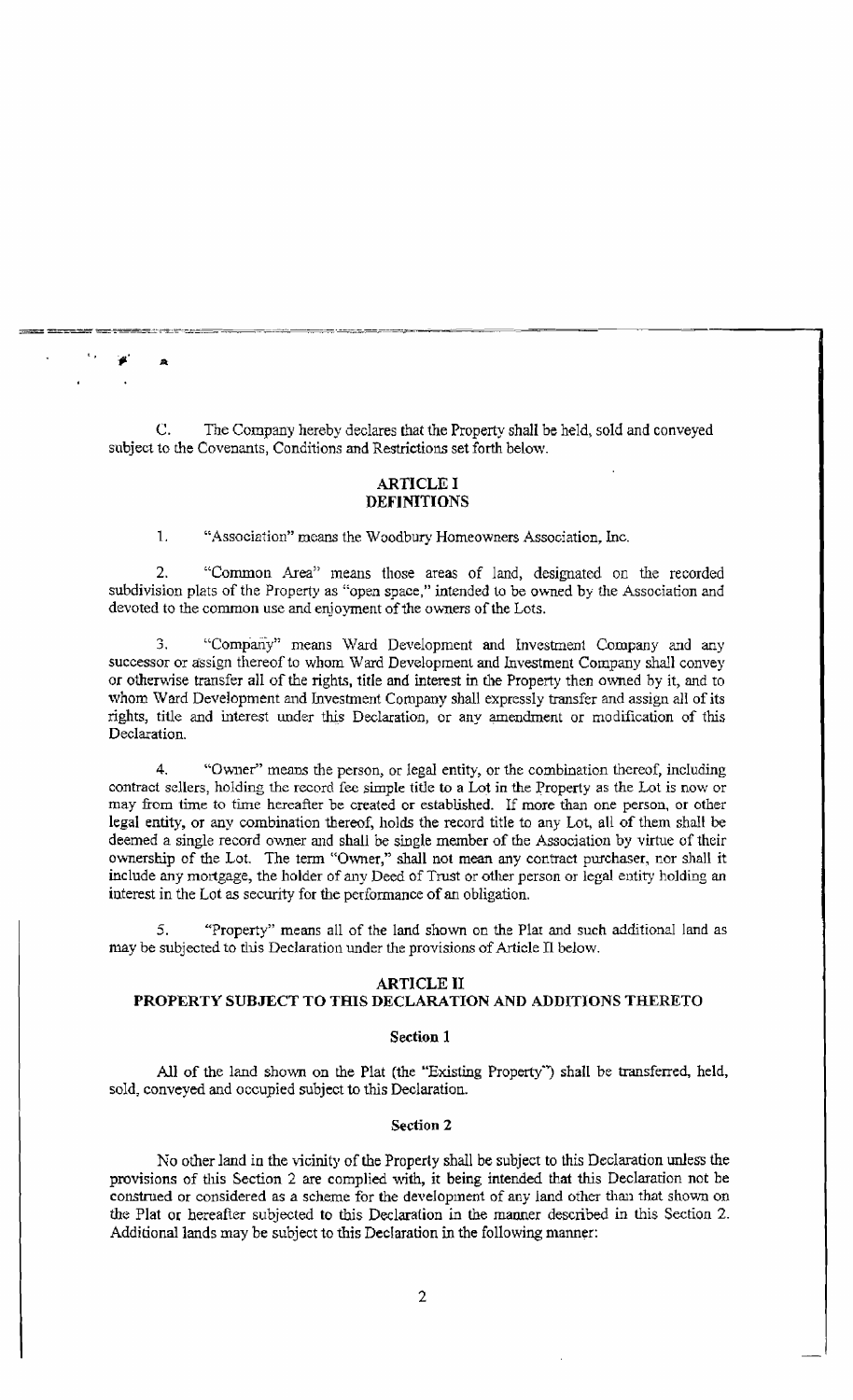C. The Company hereby declares that the Property shall be held, sold and conveyed subject to the Covenants, Conditions and Restrictions set forth below.

## ARTICLE I
## DEFINITIONS

1. "Association" means the Woodbury Homeowners Association, Inc.

2. "Common Area" means those areas of land, designated on the recorded subdivision plats of the Property as "open space," intended to be owned by the Association and devoted to the common use and enjoyment of the owners of the Lots.

3. "Company" means Ward Development and Investment Company and any successor or assign thereof to whom Ward Development and Investment Company shall convey or otherwise transfer all of the rights, title and interest in the Property then owned by it, and to whom Ward Development and Investment Company shall expressly transfer and assign all of its rights, title and interest under this Declaration, or any amendment or modification of this Declaration.

4. "Owner" means the person, or legal entity, or the combination thereof, including contract sellers, holding the record fee simple title to a Lot in the Property as the Lot is now or may from time to time hereafter be created or established. If more than one person, or other legal entity, or any combination thereof, holds the record title to any Lot, all of them shall be deemed a single record owner and shall be single member of the Association by virtue of their ownership of the Lot. The term "Owner," shall not mean any contract purchaser, nor shall it include any mortgage, the holder of any Deed of Trust or other person or legal entity holding an interest in the Lot as security for the performance of an obligation.

5. "Property" means all of the land shown on the Plat and such additional land as may be subjected to this Declaration under the provisions of Article II below.

## ARTICLE II
## PROPERTY SUBJECT TO THIS DECLARATION AND ADDITIONS THERETO

### Section 1

All of the land shown on the Plat (the "Existing Property") shall be transferred, held, sold, conveyed and occupied subject to this Declaration.

### Section 2

No other land in the vicinity of the Property shall be subject to this Declaration unless the provisions of this Section 2 are complied with, it being intended that this Declaration not be construed or considered as a scheme for the development of any land other than that shown on the Plat or hereafter subjected to this Declaration in the manner described in this Section 2. Additional lands may be subject to this Declaration in the following manner: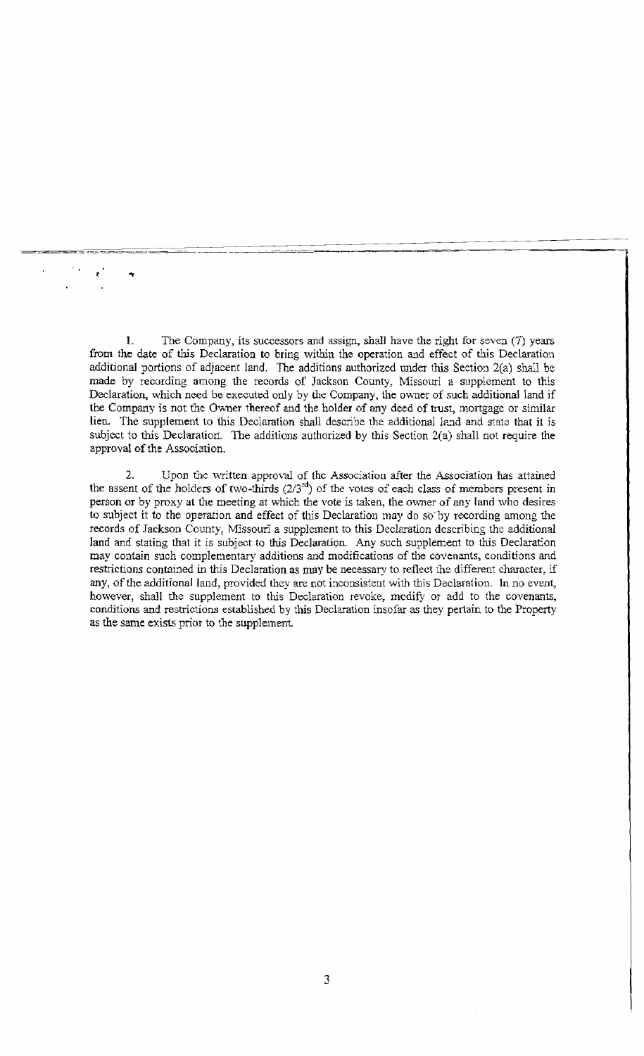1. The Company, its successors and assign, shall have the right for seven (7) years from the date of this Declaration to bring within the operation and effect of this Declaration additional portions of adjacent land. The additions authorized under this Section 2(a) shall be made by recording among the records of Jackson County, Missouri a supplement to this Declaration, which need be executed only by the Company, the owner of such additional land if the Company is not the Owner thereof and the holder of any deed of trust, mortgage or similar lien. The supplement to this Declaration shall describe the additional land and state that it is subject to this Declaration. The additions authorized by this Section 2(a) shall not require the approval of the Association.

2. Upon the written approval of the Association after the Association has attained the assent of the holders of two-thirds (2/3rd) of the votes of each class of members present in person or by proxy at the meeting at which the vote is taken, the owner of any land who desires to subject it to the operation and effect of this Declaration may do so by recording among the records of Jackson County, Missouri a supplement to this Declaration describing the additional land and stating that it is subject to this Declaration. Any such supplement to this Declaration may contain such complementary additions and modifications of the covenants, conditions and restrictions contained in this Declaration as may be necessary to reflect the different character, if any, of the additional land, provided they are not inconsistent with this Declaration. In no event, however, shall the supplement to this Declaration revoke, modify or add to the covenants, conditions and restrictions established by this Declaration insofar as they pertain to the Property as the same exists prior to the supplement.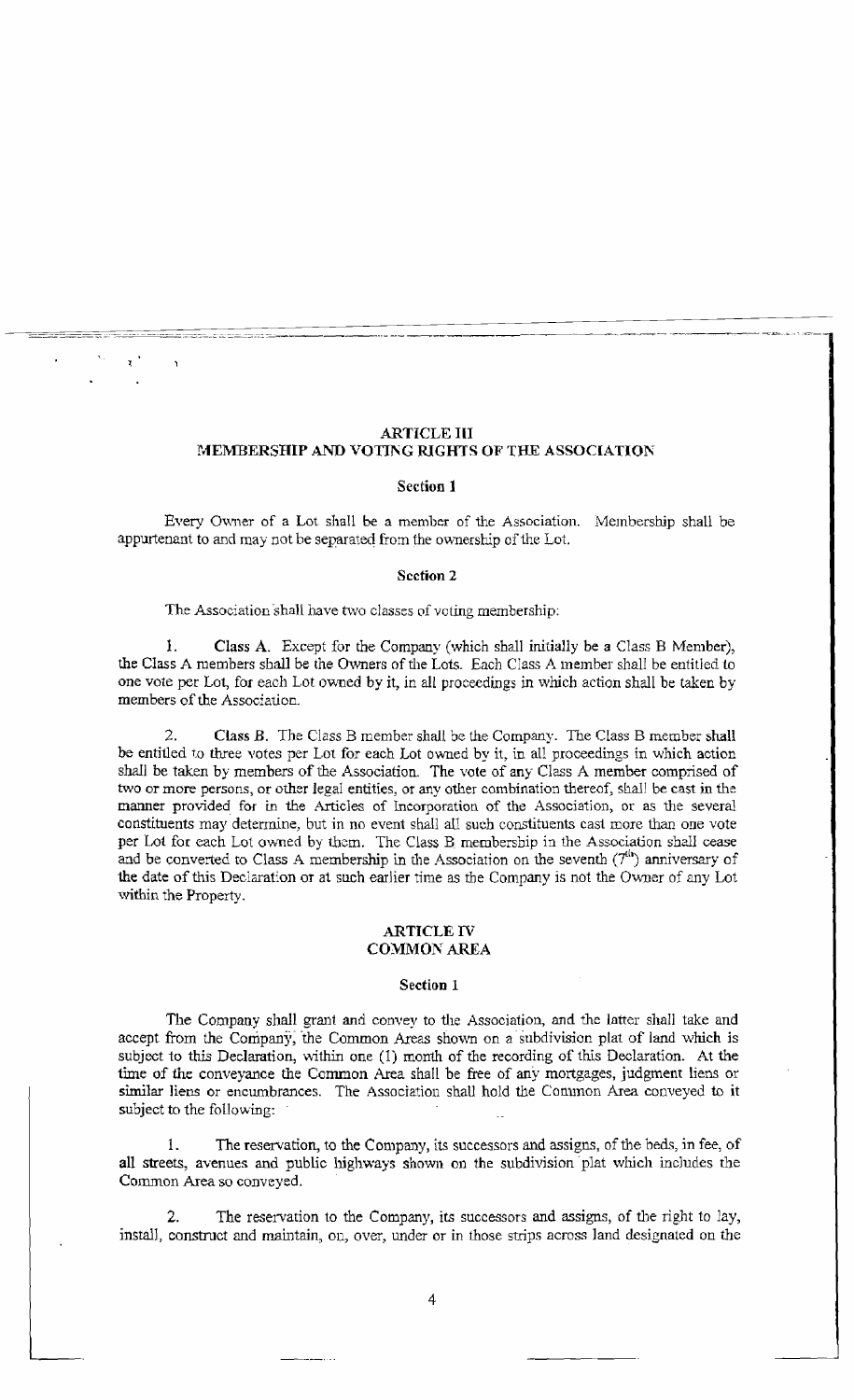## ARTICLE III
## MEMBERSHIP AND VOTING RIGHTS OF THE ASSOCIATION

### Section 1

Every Owner of a Lot shall be a member of the Association. Membership shall be appurtenant to and may not be separated from the ownership of the Lot.

### Section 2

The Association shall have two classes of voting membership:

1. **Class A.** Except for the Company (which shall initially be a Class B Member), the Class A members shall be the Owners of the Lots. Each Class A member shall be entitled to one vote per Lot, for each Lot owned by it, in all proceedings in which action shall be taken by members of the Association.

2. **Class B.** The Class B member shall be the Company. The Class B member shall be entitled to three votes per Lot for each Lot owned by it, in all proceedings in which action shall be taken by members of the Association. The vote of any Class A member comprised of two or more persons, or other legal entities, or any other combination thereof, shall be cast in the manner provided for in the Articles of Incorporation of the Association, or as the several constituents may determine, but in no event shall all such constituents cast more than one vote per Lot for each Lot owned by them. The Class B membership in the Association shall cease and be converted to Class A membership in the Association on the seventh (7th) anniversary of the date of this Declaration or at such earlier time as the Company is not the Owner of any Lot within the Property.

## ARTICLE IV
## COMMON AREA

### Section 1

The Company shall grant and convey to the Association, and the latter shall take and accept from the Company, the Common Areas shown on a subdivision plat of land which is subject to this Declaration, within one (1) month of the recording of this Declaration. At the time of the conveyance the Common Area shall be free of any mortgages, judgment liens or similar liens or encumbrances. The Association shall hold the Common Area conveyed to it subject to the following:

1. The reservation, to the Company, its successors and assigns, of the beds, in fee, of all streets, avenues and public highways shown on the subdivision plat which includes the Common Area so conveyed.

2. The reservation to the Company, its successors and assigns, of the right to lay, install, construct and maintain, on, over, under or in those strips across land designated on the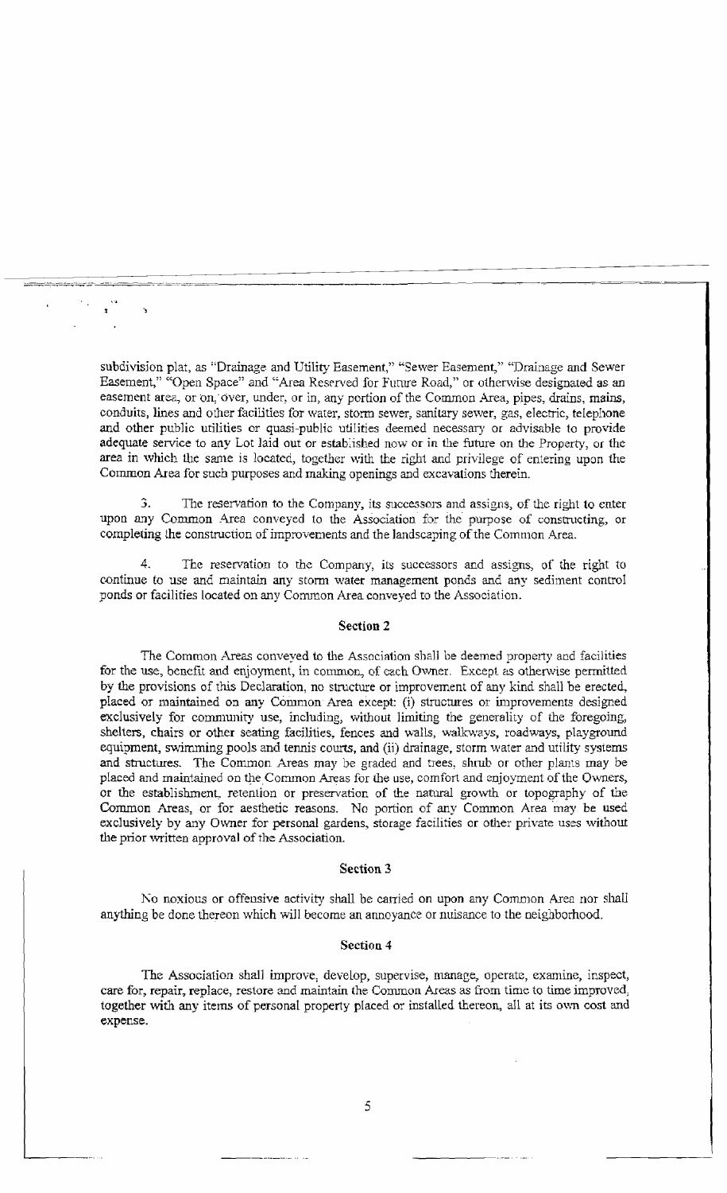subdivision plat, as "Drainage and Utility Easement," "Sewer Easement," "Drainage and Sewer Easement," "Open Space" and "Area Reserved for Future Road," or otherwise designated as an easement area, or on, over, under, or in, any portion of the Common Area, pipes, drains, mains, conduits, lines and other facilities for water, storm sewer, sanitary sewer, gas, electric, telephone and other public utilities or quasi-public utilities deemed necessary or advisable to provide adequate service to any Lot laid out or established now or in the future on the Property, or the area in which the same is located, together with the right and privilege of entering upon the Common Area for such purposes and making openings and excavations therein.

3. The reservation to the Company, its successors and assigns, of the right to enter upon any Common Area conveyed to the Association for the purpose of constructing, or completing the construction of improvements and the landscaping of the Common Area.

4. The reservation to the Company, its successors and assigns, of the right to continue to use and maintain any storm water management ponds and any sediment control ponds or facilities located on any Common Area conveyed to the Association.

**Section 2**

The Common Areas conveyed to the Association shall be deemed property and facilities for the use, benefit and enjoyment, in common, of each Owner. Except as otherwise permitted by the provisions of this Declaration, no structure or improvement of any kind shall be erected, placed or maintained on any Common Area except: (i) structures or improvements designed exclusively for community use, including, without limiting the generality of the foregoing, shelters, chairs or other seating facilities, fences and walls, walkways, roadways, playground equipment, swimming pools and tennis courts, and (ii) drainage, storm water and utility systems and structures. The Common Areas may be graded and trees, shrub or other plants may be placed and maintained on the Common Areas for the use, comfort and enjoyment of the Owners, or the establishment, retention or preservation of the natural growth or topography of the Common Areas, or for aesthetic reasons. No portion of any Common Area may be used exclusively by any Owner for personal gardens, storage facilities or other private uses without the prior written approval of the Association.

**Section 3**

No noxious or offensive activity shall be carried on upon any Common Area nor shall anything be done thereon which will become an annoyance or nuisance to the neighborhood.

**Section 4**

The Association shall improve, develop, supervise, manage, operate, examine, inspect, care for, repair, replace, restore and maintain the Common Areas as from time to time improved, together with any items of personal property placed or installed thereon, all at its own cost and expense.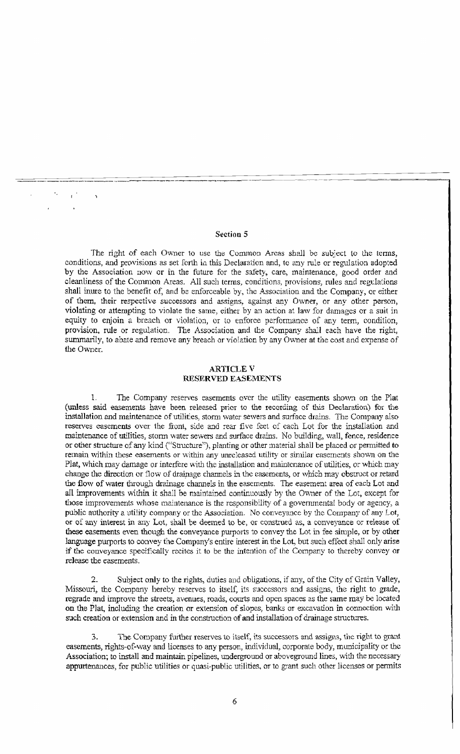### Section 5

The right of each Owner to use the Common Areas shall be subject to the terms, conditions, and provisions as set forth in this Declaration and, to any rule or regulation adopted by the Association now or in the future for the safety, care, maintenance, good order and cleanliness of the Common Areas. All such terms, conditions, provisions, rules and regulations shall inure to the benefit of, and be enforceable by, the Association and the Company, or either of them, their respective successors and assigns, against any Owner, or any other person, violating or attempting to violate the same, either by an action at law for damages or a suit in equity to enjoin a breach or violation, or to enforce performance of any term, condition, provision, rule or regulation. The Association and the Company shall each have the right, summarily, to abate and remove any breach or violation by any Owner at the cost and expense of the Owner.

## ARTICLE V
## RESERVED EASEMENTS

1. The Company reserves easements over the utility easements shown on the Plat (unless said easements have been released prior to the recording of this Declaration) for the installation and maintenance of utilities, storm water sewers and surface drains. The Company also reserves easements over the front, side and rear five feet of each Lot for the installation and maintenance of utilities, storm water sewers and surface drains. No building, wall, fence, residence or other structure of any kind ("Structure"), planting or other material shall be placed or permitted to remain within these easements or within any unreleased utility or similar easements shown on the Plat, which may damage or interfere with the installation and maintenance of utilities, or which may change the direction or flow of drainage channels in the easements, or which may obstruct or retard the flow of water through drainage channels in the easements. The easement area of each Lot and all improvements within it shall be maintained continuously by the Owner of the Lot, except for those improvements whose maintenance is the responsibility of a governmental body or agency, a public authority a utility company or the Association. No conveyance by the Company of any Lot, or of any interest in any Lot, shall be deemed to be, or construed as, a conveyance or release of these easements even though the conveyance purports to convey the Lot in fee simple, or by other language purports to convey the Company's entire interest in the Lot, but such effect shall only arise if the conveyance specifically recites it to be the intention of the Company to thereby convey or release the easements.

2. Subject only to the rights, duties and obligations, if any, of the City of Grain Valley, Missouri, the Company hereby reserves to itself, its successors and assigns, the right to grade, regrade and improve the streets, avenues, roads, courts and open spaces as the same may be located on the Plat, including the creation or extension of slopes, banks or excavation in connection with such creation or extension and in the construction of and installation of drainage structures.

3. The Company further reserves to itself, its successors and assigns, the right to grant easements, rights-of-way and licenses to any person, individual, corporate body, municipality or the Association; to install and maintain pipelines, underground or aboveground lines, with the necessary appurtenances, for public utilities or quasi-public utilities, or to grant such other licenses or permits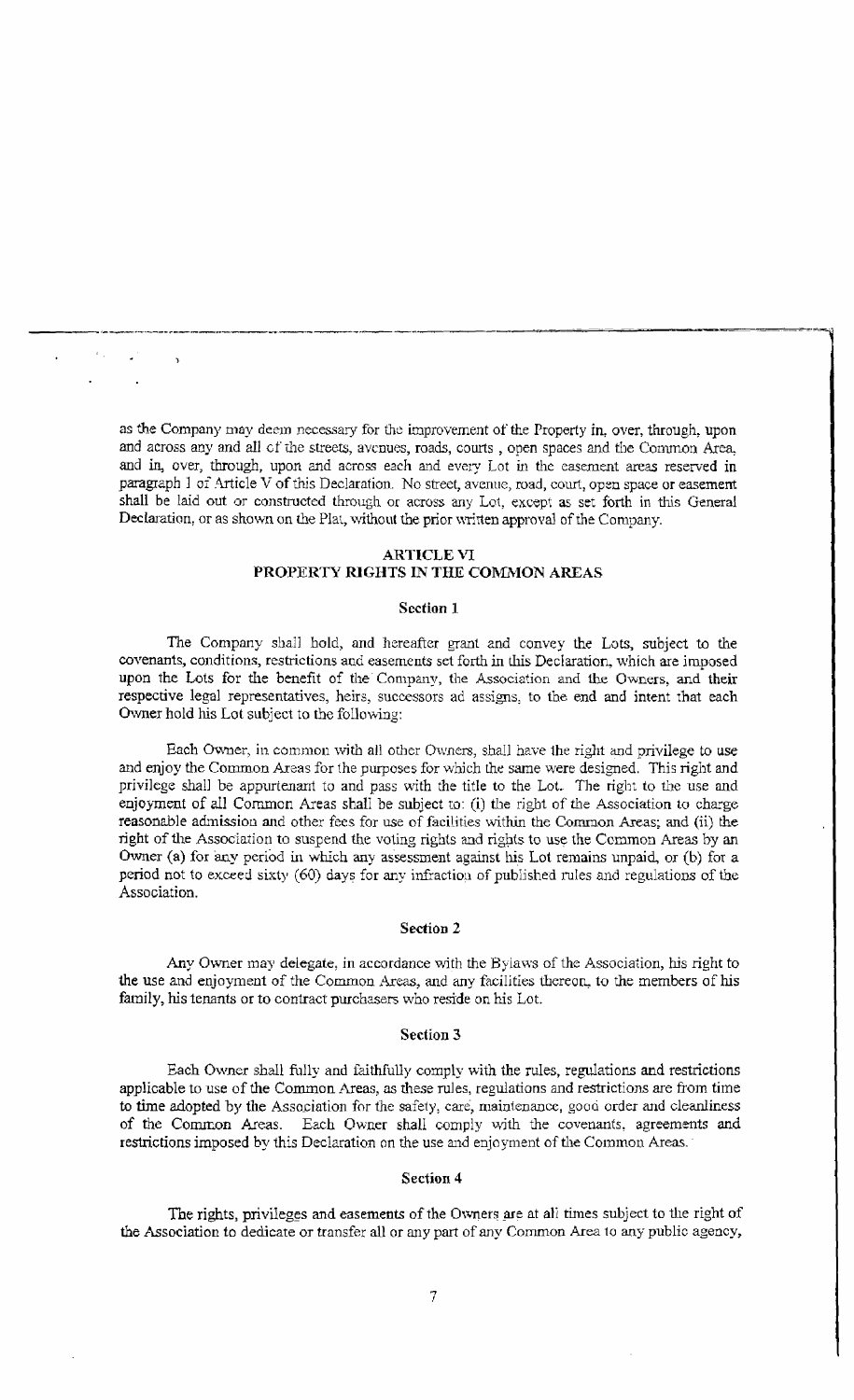as the Company may deem necessary for the improvement of the Property in, over, through, upon and across any and all of the streets, avenues, roads, courts , open spaces and the Common Area, and in, over, through, upon and across each and every Lot in the easement areas reserved in paragraph 1 of Article V of this Declaration. No street, avenue, road, court, open space or easement shall be laid out or constructed through or across any Lot, except as set forth in this General Declaration, or as shown on the Plat, without the prior written approval of the Company.

## ARTICLE VI
## PROPERTY RIGHTS IN THE COMMON AREAS

### Section 1

The Company shall hold, and hereafter grant and convey the Lots, subject to the covenants, conditions, restrictions and easements set forth in this Declaration, which are imposed upon the Lots for the benefit of the Company, the Association and the Owners, and their respective legal representatives, heirs, successors ad assigns, to the end and intent that each Owner hold his Lot subject to the following:

Each Owner, in common with all other Owners, shall have the right and privilege to use and enjoy the Common Areas for the purposes for which the same were designed. This right and privilege shall be appurtenant to and pass with the title to the Lot. The right to the use and enjoyment of all Common Areas shall be subject to: (i) the right of the Association to charge reasonable admission and other fees for use of facilities within the Common Areas; and (ii) the right of the Association to suspend the voting rights and rights to use the Common Areas by an Owner (a) for any period in which any assessment against his Lot remains unpaid, or (b) for a period not to exceed sixty (60) days for any infraction of published rules and regulations of the Association.

### Section 2

Any Owner may delegate, in accordance with the Bylaws of the Association, his right to the use and enjoyment of the Common Areas, and any facilities thereon, to the members of his family, his tenants or to contract purchasers who reside on his Lot.

### Section 3

Each Owner shall fully and faithfully comply with the rules, regulations and restrictions applicable to use of the Common Areas, as these rules, regulations and restrictions are from time to time adopted by the Association for the safety, care, maintenance, good order and cleanliness of the Common Areas. Each Owner shall comply with the covenants, agreements and restrictions imposed by this Declaration on the use and enjoyment of the Common Areas.

### Section 4

The rights, privileges and easements of the Owners are at all times subject to the right of the Association to dedicate or transfer all or any part of any Common Area to any public agency,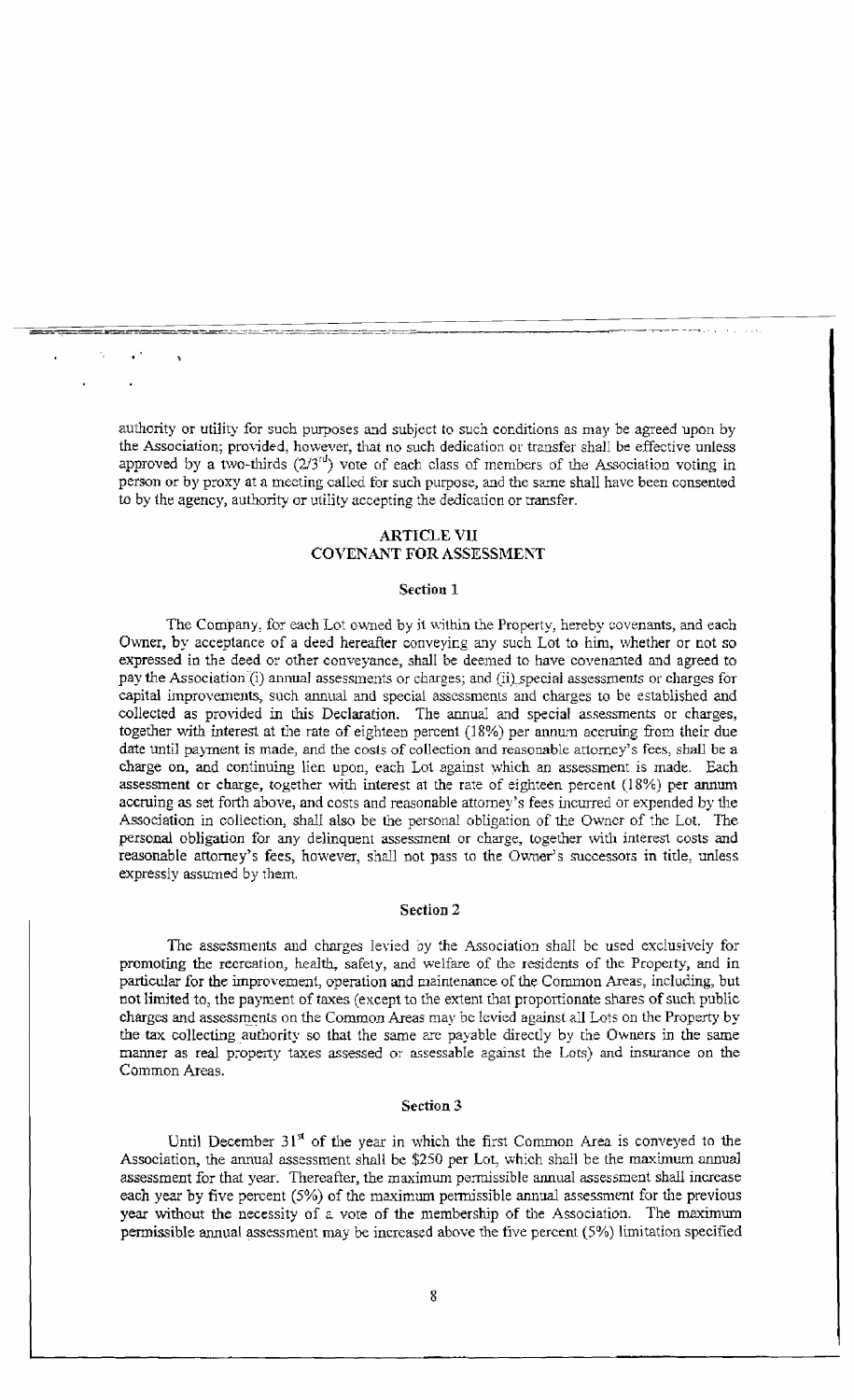authority or utility for such purposes and subject to such conditions as may be agreed upon by the Association; provided, however, that no such dedication or transfer shall be effective unless approved by a two-thirds (2/3rd) vote of each class of members of the Association voting in person or by proxy at a meeting called for such purpose, and the same shall have been consented to by the agency, authority or utility accepting the dedication or transfer.

## ARTICLE VII
## COVENANT FOR ASSESSMENT

### Section 1

The Company, for each Lot owned by it within the Property, hereby covenants, and each Owner, by acceptance of a deed hereafter conveying any such Lot to him, whether or not so expressed in the deed or other conveyance, shall be deemed to have covenanted and agreed to pay the Association (i) annual assessments or charges; and (ii) special assessments or charges for capital improvements, such annual and special assessments and charges to be established and collected as provided in this Declaration. The annual and special assessments or charges, together with interest at the rate of eighteen percent (18%) per annum accruing from their due date until payment is made, and the costs of collection and reasonable attorney's fees, shall be a charge on, and continuing lien upon, each Lot against which an assessment is made. Each assessment or charge, together with interest at the rate of eighteen percent (18%) per annum accruing as set forth above, and costs and reasonable attorney's fees incurred or expended by the Association in collection, shall also be the personal obligation of the Owner of the Lot. The personal obligation for any delinquent assessment or charge, together with interest costs and reasonable attorney's fees, however, shall not pass to the Owner's successors in title, unless expressly assumed by them.

### Section 2

The assessments and charges levied by the Association shall be used exclusively for promoting the recreation, health, safety, and welfare of the residents of the Property, and in particular for the improvement, operation and maintenance of the Common Areas, including, but not limited to, the payment of taxes (except to the extent that proportionate shares of such public charges and assessments on the Common Areas may be levied against all Lots on the Property by the tax collecting authority so that the same are payable directly by the Owners in the same manner as real property taxes assessed or assessable against the Lots) and insurance on the Common Areas.

### Section 3

Until December 31st of the year in which the first Common Area is conveyed to the Association, the annual assessment shall be $250 per Lot, which shall be the maximum annual assessment for that year. Thereafter, the maximum permissible annual assessment shall increase each year by five percent (5%) of the maximum permissible annual assessment for the previous year without the necessity of a vote of the membership of the Association. The maximum permissible annual assessment may be increased above the five percent (5%) limitation specified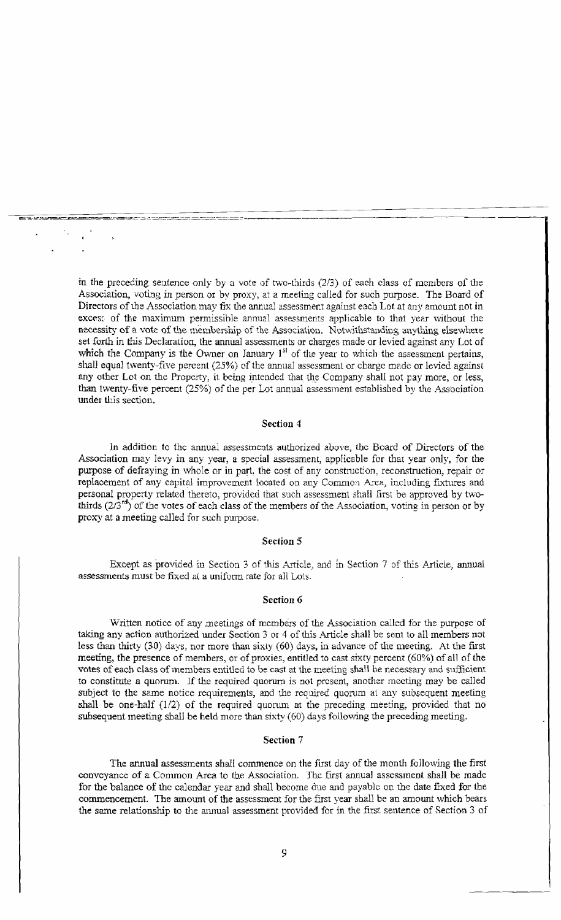in the preceding sentence only by a vote of two-thirds (2/3) of each class of members of the Association, voting in person or by proxy, at a meeting called for such purpose. The Board of Directors of the Association may fix the annual assessment against each Lot at any amount not in excess of the maximum permissible annual assessments applicable to that year without the necessity of a vote of the membership of the Association. Notwithstanding anything elsewhere set forth in this Declaration, the annual assessments or charges made or levied against any Lot of which the Company is the Owner on January 1st of the year to which the assessment pertains, shall equal twenty-five percent (25%) of the annual assessment or charge made or levied against any other Lot on the Property, it being intended that the Company shall not pay more, or less, than twenty-five percent (25%) of the per Lot annual assessment established by the Association under this section.

#### Section 4

In addition to the annual assessments authorized above, the Board of Directors of the Association may levy in any year, a special assessment, applicable for that year only, for the purpose of defraying in whole or in part, the cost of any construction, reconstruction, repair or replacement of any capital improvement located on any Common Area, including fixtures and personal property related thereto, provided that such assessment shall first be approved by two-thirds (2/3rd) of the votes of each class of the members of the Association, voting in person or by proxy at a meeting called for such purpose.

#### Section 5

Except as provided in Section 3 of this Article, and in Section 7 of this Article, annual assessments must be fixed at a uniform rate for all Lots.

#### Section 6

Written notice of any meetings of members of the Association called for the purpose of taking any action authorized under Section 3 or 4 of this Article shall be sent to all members not less than thirty (30) days, nor more than sixty (60) days, in advance of the meeting. At the first meeting, the presence of members, or of proxies, entitled to cast sixty percent (60%) of all of the votes of each class of members entitled to be cast at the meeting shall be necessary and sufficient to constitute a quorum. If the required quorum is not present, another meeting may be called subject to the same notice requirements, and the required quorum at any subsequent meeting shall be one-half (1/2) of the required quorum at the preceding meeting, provided that no subsequent meeting shall be held more than sixty (60) days following the preceding meeting.

#### Section 7

The annual assessments shall commence on the first day of the month following the first conveyance of a Common Area to the Association. The first annual assessment shall be made for the balance of the calendar year and shall become due and payable on the date fixed for the commencement. The amount of the assessment for the first year shall be an amount which bears the same relationship to the annual assessment provided for in the first sentence of Section 3 of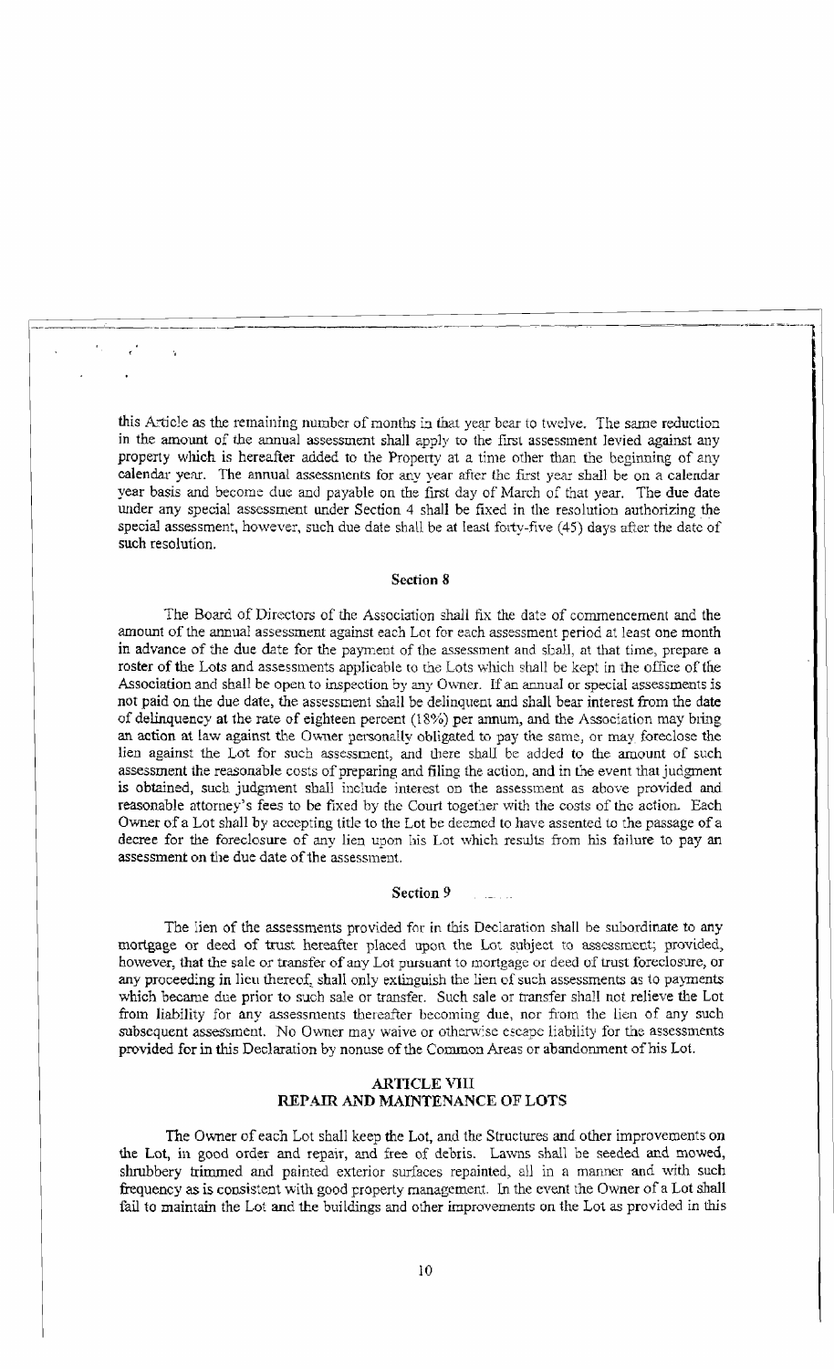this Article as the remaining number of months in that year bear to twelve. The same reduction in the amount of the annual assessment shall apply to the first assessment levied against any property which is hereafter added to the Property at a time other than the beginning of any calendar year. The annual assessments for any year after the first year shall be on a calendar year basis and become due and payable on the first day of March of that year. The due date under any special assessment under Section 4 shall be fixed in the resolution authorizing the special assessment, however, such due date shall be at least forty-five (45) days after the date of such resolution.

#### Section 8

The Board of Directors of the Association shall fix the date of commencement and the amount of the annual assessment against each Lot for each assessment period at least one month in advance of the due date for the payment of the assessment and shall, at that time, prepare a roster of the Lots and assessments applicable to the Lots which shall be kept in the office of the Association and shall be open to inspection by any Owner. If an annual or special assessments is not paid on the due date, the assessment shall be delinquent and shall bear interest from the date of delinquency at the rate of eighteen percent (18%) per annum, and the Association may bring an action at law against the Owner personally obligated to pay the same, or may foreclose the lien against the Lot for such assessment, and there shall be added to the amount of such assessment the reasonable costs of preparing and filing the action, and in the event that judgment is obtained, such judgment shall include interest on the assessment as above provided and reasonable attorney's fees to be fixed by the Court together with the costs of the action. Each Owner of a Lot shall by accepting title to the Lot be deemed to have assented to the passage of a decree for the foreclosure of any lien upon his Lot which results from his failure to pay an assessment on the due date of the assessment.

#### Section 9

The lien of the assessments provided for in this Declaration shall be subordinate to any mortgage or deed of trust hereafter placed upon the Lot subject to assessment; provided, however, that the sale or transfer of any Lot pursuant to mortgage or deed of trust foreclosure, or any proceeding in lieu thereof, shall only extinguish the lien of such assessments as to payments which became due prior to such sale or transfer. Such sale or transfer shall not relieve the Lot from liability for any assessments thereafter becoming due, nor from the lien of any such subsequent assessment. No Owner may waive or otherwise escape liability for the assessments provided for in this Declaration by nonuse of the Common Areas or abandonment of his Lot.

### ARTICLE VIII
### REPAIR AND MAINTENANCE OF LOTS

The Owner of each Lot shall keep the Lot, and the Structures and other improvements on the Lot, in good order and repair, and free of debris. Lawns shall be seeded and mowed, shrubbery trimmed and painted exterior surfaces repainted, all in a manner and with such frequency as is consistent with good property management. In the event the Owner of a Lot shall fail to maintain the Lot and the buildings and other improvements on the Lot as provided in this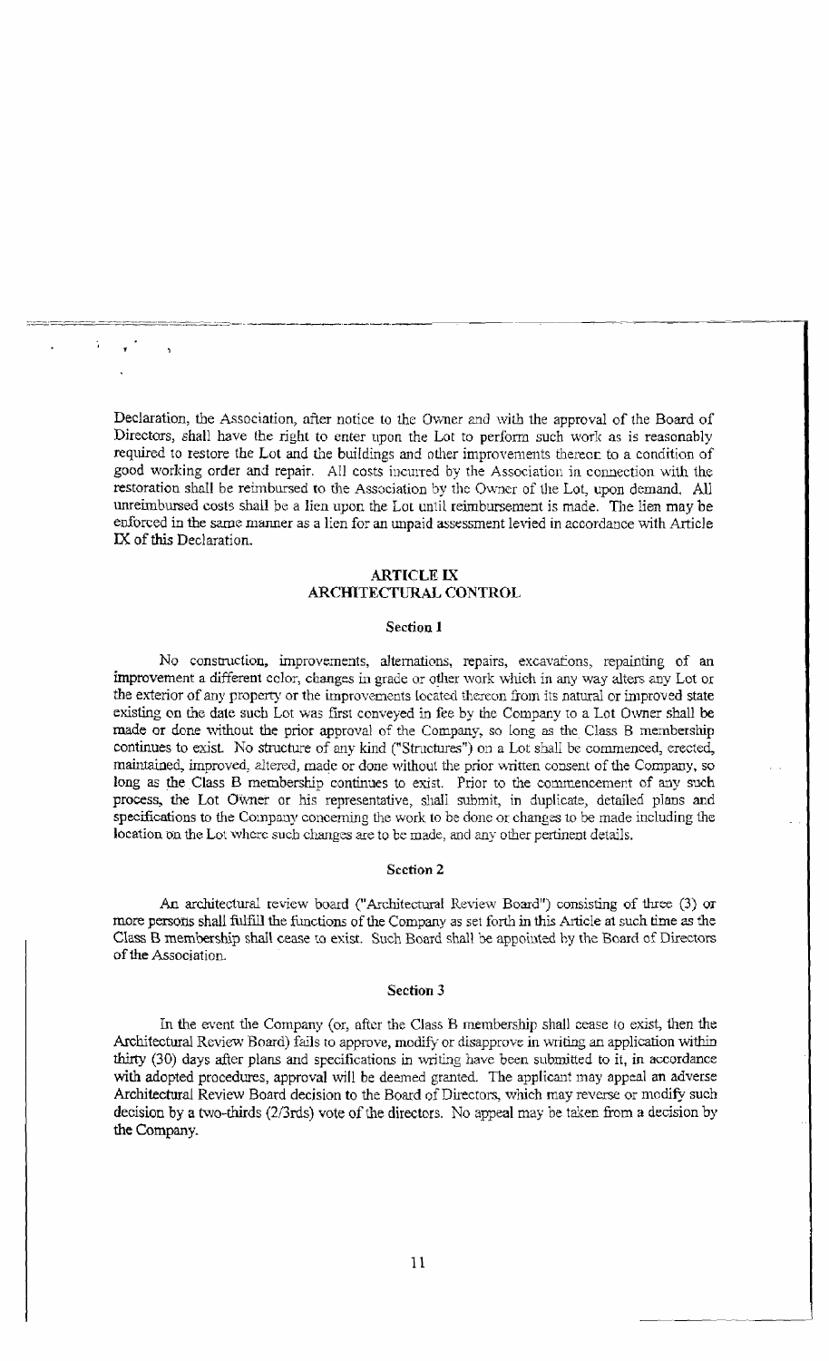Declaration, the Association, after notice to the Owner and with the approval of the Board of Directors, shall have the right to enter upon the Lot to perform such work as is reasonably required to restore the Lot and the buildings and other improvements thereon to a condition of good working order and repair. All costs incurred by the Association in connection with the restoration shall be reimbursed to the Association by the Owner of the Lot, upon demand. All unreimbursed costs shall be a lien upon the Lot until reimbursement is made. The lien may be enforced in the same manner as a lien for an unpaid assessment levied in accordance with Article IX of this Declaration.

## ARTICLE IX
## ARCHITECTURAL CONTROL

### Section 1

No construction, improvements, alternations, repairs, excavations, repainting of an improvement a different color, changes in grade or other work which in any way alters any Lot or the exterior of any property or the improvements located thereon from its natural or improved state existing on the date such Lot was first conveyed in fee by the Company to a Lot Owner shall be made or done without the prior approval of the Company, so long as the Class B membership continues to exist. No structure of any kind ("Structures") on a Lot shall be commenced, erected, maintained, improved, altered, made or done without the prior written consent of the Company, so long as the Class B membership continues to exist. Prior to the commencement of any such process, the Lot Owner or his representative, shall submit, in duplicate, detailed plans and specifications to the Company concerning the work to be done or changes to be made including the location on the Lot where such changes are to be made, and any other pertinent details.

### Section 2

An architectural review board ("Architectural Review Board") consisting of three (3) or more persons shall fulfill the functions of the Company as set forth in this Article at such time as the Class B membership shall cease to exist. Such Board shall be appointed by the Board of Directors of the Association.

### Section 3

In the event the Company (or, after the Class B membership shall cease to exist, then the Architectural Review Board) fails to approve, modify or disapprove in writing an application within thirty (30) days after plans and specifications in writing have been submitted to it, in accordance with adopted procedures, approval will be deemed granted. The applicant may appeal an adverse Architectural Review Board decision to the Board of Directors, which may reverse or modify such decision by a two-thirds (2/3rds) vote of the directors. No appeal may be taken from a decision by the Company.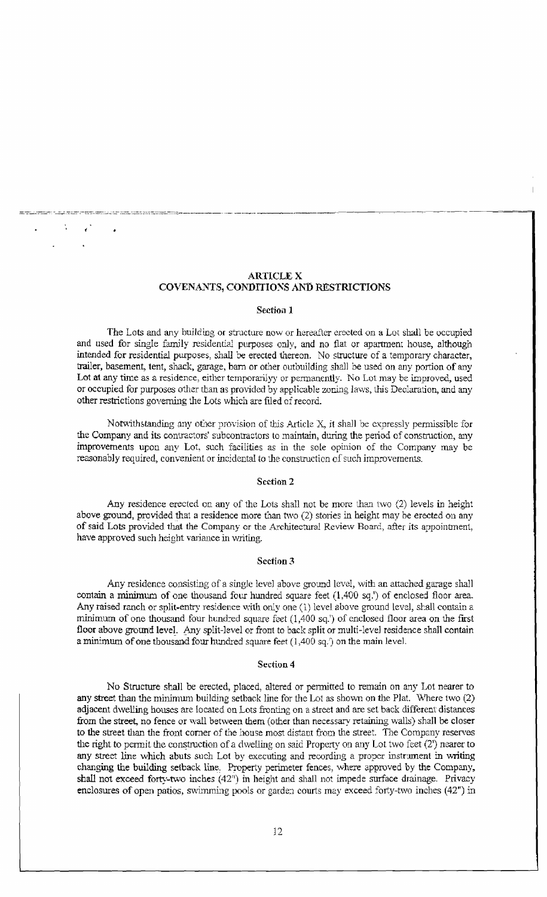## ARTICLE X
## COVENANTS, CONDITIONS AND RESTRICTIONS

### Section 1

The Lots and any building or structure now or hereafter erected on a Lot shall be occupied and used for single family residential purposes only, and no flat or apartment house, although intended for residential purposes, shall be erected thereon. No structure of a temporary character, trailer, basement, tent, shack, garage, barn or other outbuilding shall be used on any portion of any Lot at any time as a residence, either temporarilyy or permanently. No Lot may be improved, used or occupied for purposes other than as provided by applicable zoning laws, this Declaration, and any other restrictions governing the Lots which are filed of record.

Notwithstanding any other provision of this Article X, it shall be expressly permissible for the Company and its contractors' subcontractors to maintain, during the period of construction, any improvements upon any Lot, such facilities as in the sole opinion of the Company may be reasonably required, convenient or incidental to the construction of such improvements.

### Section 2

Any residence erected on any of the Lots shall not be more than two (2) levels in height above ground, provided that a residence more than two (2) stories in height may be erected on any of said Lots provided that the Company or the Architectural Review Board, after its appointment, have approved such height variance in writing.

### Section 3

Any residence consisting of a single level above ground level, with an attached garage shall contain a minimum of one thousand four hundred square feet (1,400 sq.') of enclosed floor area. Any raised ranch or split-entry residence with only one (1) level above ground level, shall contain a minimum of one thousand four hundred square feet (1,400 sq.') of enclosed floor area on the first floor above ground level. Any split-level or front to back split or multi-level residence shall contain a minimum of one thousand four hundred square feet (1,400 sq.') on the main level.

### Section 4

No Structure shall be erected, placed, altered or permitted to remain on any Lot nearer to any street than the minimum building setback line for the Lot as shown on the Plat. Where two (2) adjacent dwelling houses are located on Lots fronting on a street and are set back different distances from the street, no fence or wall between them (other than necessary retaining walls) shall be closer to the street than the front corner of the house most distant from the street. The Company reserves the right to permit the construction of a dwelling on said Property on any Lot two feet (2') nearer to any street line which abuts such Lot by executing and recording a proper instrument in writing changing the building setback line. Property perimeter fences, where approved by the Company, shall not exceed forty-two inches (42") in height and shall not impede surface drainage. Privacy enclosures of open patios, swimming pools or garden courts may exceed forty-two inches (42") in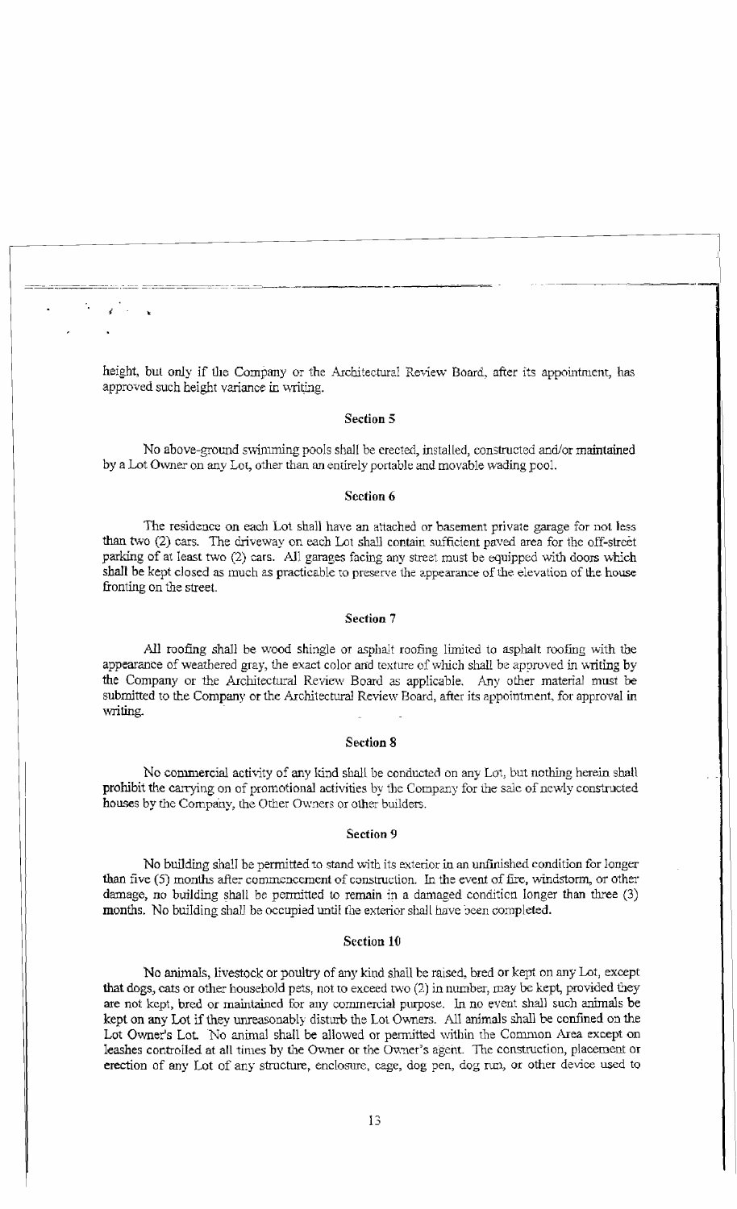height, but only if the Company or the Architectural Review Board, after its appointment, has approved such height variance in writing.

### Section 5

No above-ground swimming pools shall be erected, installed, constructed and/or maintained by a Lot Owner on any Lot, other than an entirely portable and movable wading pool.

### Section 6

The residence on each Lot shall have an attached or basement private garage for not less than two (2) cars. The driveway on each Lot shall contain sufficient paved area for the off-street parking of at least two (2) cars. All garages facing any street must be equipped with doors which shall be kept closed as much as practicable to preserve the appearance of the elevation of the house fronting on the street.

### Section 7

All roofing shall be wood shingle or asphalt roofing limited to asphalt roofing with the appearance of weathered gray, the exact color and texture of which shall be approved in writing by the Company or the Architectural Review Board as applicable. Any other material must be submitted to the Company or the Architectural Review Board, after its appointment, for approval in writing.

### Section 8

No commercial activity of any kind shall be conducted on any Lot, but nothing herein shall prohibit the carrying on of promotional activities by the Company for the sale of newly constructed houses by the Company, the Other Owners or other builders.

### Section 9

No building shall be permitted to stand with its exterior in an unfinished condition for longer than five (5) months after commencement of construction. In the event of fire, windstorm, or other damage, no building shall be permitted to remain in a damaged condition longer than three (3) months. No building shall be occupied until the exterior shall have been completed.

### Section 10

No animals, livestock or poultry of any kind shall be raised, bred or kept on any Lot, except that dogs, cats or other household pets, not to exceed two (2) in number, may be kept, provided they are not kept, bred or maintained for any commercial purpose. In no event shall such animals be kept on any Lot if they unreasonably disturb the Lot Owners. All animals shall be confined on the Lot Owner's Lot. No animal shall be allowed or permitted within the Common Area except on leashes controlled at all times by the Owner or the Owner's agent. The construction, placement or erection of any Lot of any structure, enclosure, cage, dog pen, dog run, or other device used to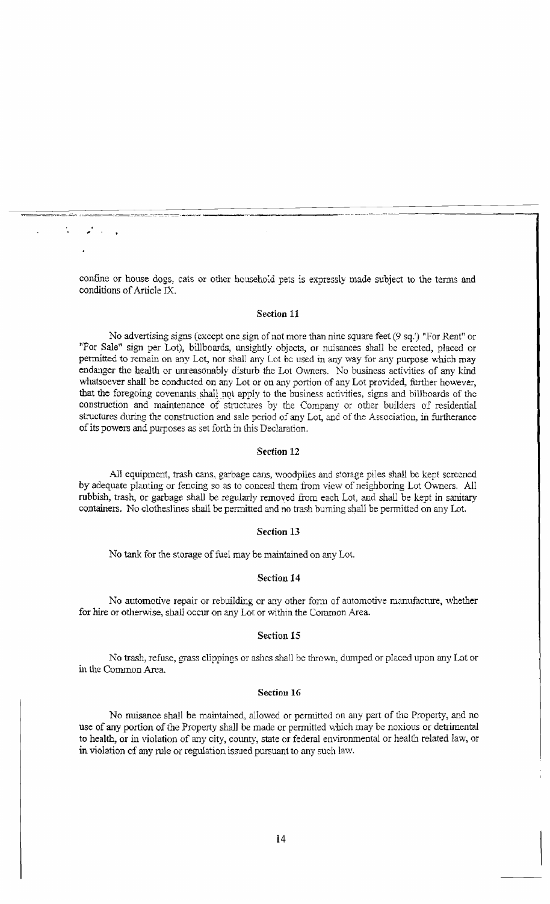confine or house dogs, cats or other household pets is expressly made subject to the terms and conditions of Article IX.

### Section 11

No advertising signs (except one sign of not more than nine square feet (9 sq.') "For Rent" or "For Sale" sign per Lot), billboards, unsightly objects, or nuisances shall be erected, placed or permitted to remain on any Lot, nor shall any Lot be used in any way for any purpose which may endanger the health or unreasonably disturb the Lot Owners. No business activities of any kind whatsoever shall be conducted on any Lot or on any portion of any Lot provided, further however, that the foregoing covenants shall not apply to the business activities, signs and billboards of the construction and maintenance of structures by the Company or other builders of residential structures during the construction and sale period of any Lot, and of the Association, in furtherance of its powers and purposes as set forth in this Declaration.

### Section 12

All equipment, trash cans, garbage cans, woodpiles and storage piles shall be kept screened by adequate planting or fencing so as to conceal them from view of neighboring Lot Owners. All rubbish, trash, or garbage shall be regularly removed from each Lot, and shall be kept in sanitary containers. No clotheslines shall be permitted and no trash burning shall be permitted on any Lot.

### Section 13

No tank for the storage of fuel may be maintained on any Lot.

### Section 14

No automotive repair or rebuilding or any other form of automotive manufacture, whether for hire or otherwise, shall occur on any Lot or within the Common Area.

### Section 15

No trash, refuse, grass clippings or ashes shall be thrown, dumped or placed upon any Lot or in the Common Area.

### Section 16

No nuisance shall be maintained, allowed or permitted on any part of the Property, and no use of any portion of the Property shall be made or permitted which may be noxious or detrimental to health, or in violation of any city, county, state or federal environmental or health related law, or in violation of any rule or regulation issued pursuant to any such law.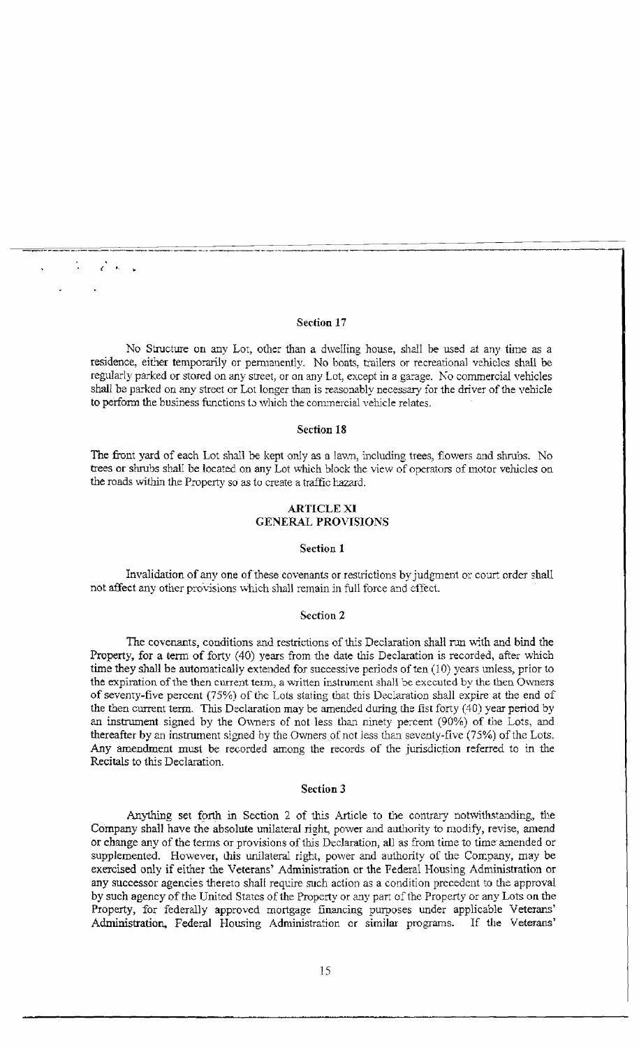### Section 17

No Structure on any Lot, other than a dwelling house, shall be used at any time as a residence, either temporarily or permanently. No boats, trailers or recreational vehicles shall be regularly parked or stored on any street, or on any Lot, except in a garage. No commercial vehicles shall be parked on any street or Lot longer than is reasonably necessary for the driver of the vehicle to perform the business functions to which the commercial vehicle relates.

### Section 18

The front yard of each Lot shall be kept only as a lawn, including trees, flowers and shrubs. No trees or shrubs shall be located on any Lot which block the view of operators of motor vehicles on the roads within the Property so as to create a traffic hazard.

## ARTICLE XI
## GENERAL PROVISIONS

### Section 1

Invalidation of any one of these covenants or restrictions by judgment or court order shall not affect any other provisions which shall remain in full force and effect.

### Section 2

The covenants, conditions and restrictions of this Declaration shall run with and bind the Property, for a term of forty (40) years from the date this Declaration is recorded, after which time they shall be automatically extended for successive periods of ten (10) years unless, prior to the expiration of the then current term, a written instrument shall be executed by the then Owners of seventy-five percent (75%) of the Lots stating that this Declaration shall expire at the end of the then current term. This Declaration may be amended during the fist forty (40) year period by an instrument signed by the Owners of not less than ninety percent (90%) of the Lots, and thereafter by an instrument signed by the Owners of not less than seventy-five (75%) of the Lots. Any amendment must be recorded among the records of the jurisdiction referred to in the Recitals to this Declaration.

### Section 3

Anything set forth in Section 2 of this Article to the contrary notwithstanding, the Company shall have the absolute unilateral right, power and authority to modify, revise, amend or change any of the terms or provisions of this Declaration, all as from time to time amended or supplemented. However, this unilateral right, power and authority of the Company, may be exercised only if either the Veterans' Administration or the Federal Housing Administration or any successor agencies thereto shall require such action as a condition precedent to the approval by such agency of the United States of the Property or any part of the Property or any Lots on the Property, for federally approved mortgage financing purposes under applicable Veterans' Administration, Federal Housing Administration or similar programs. If the Veterans'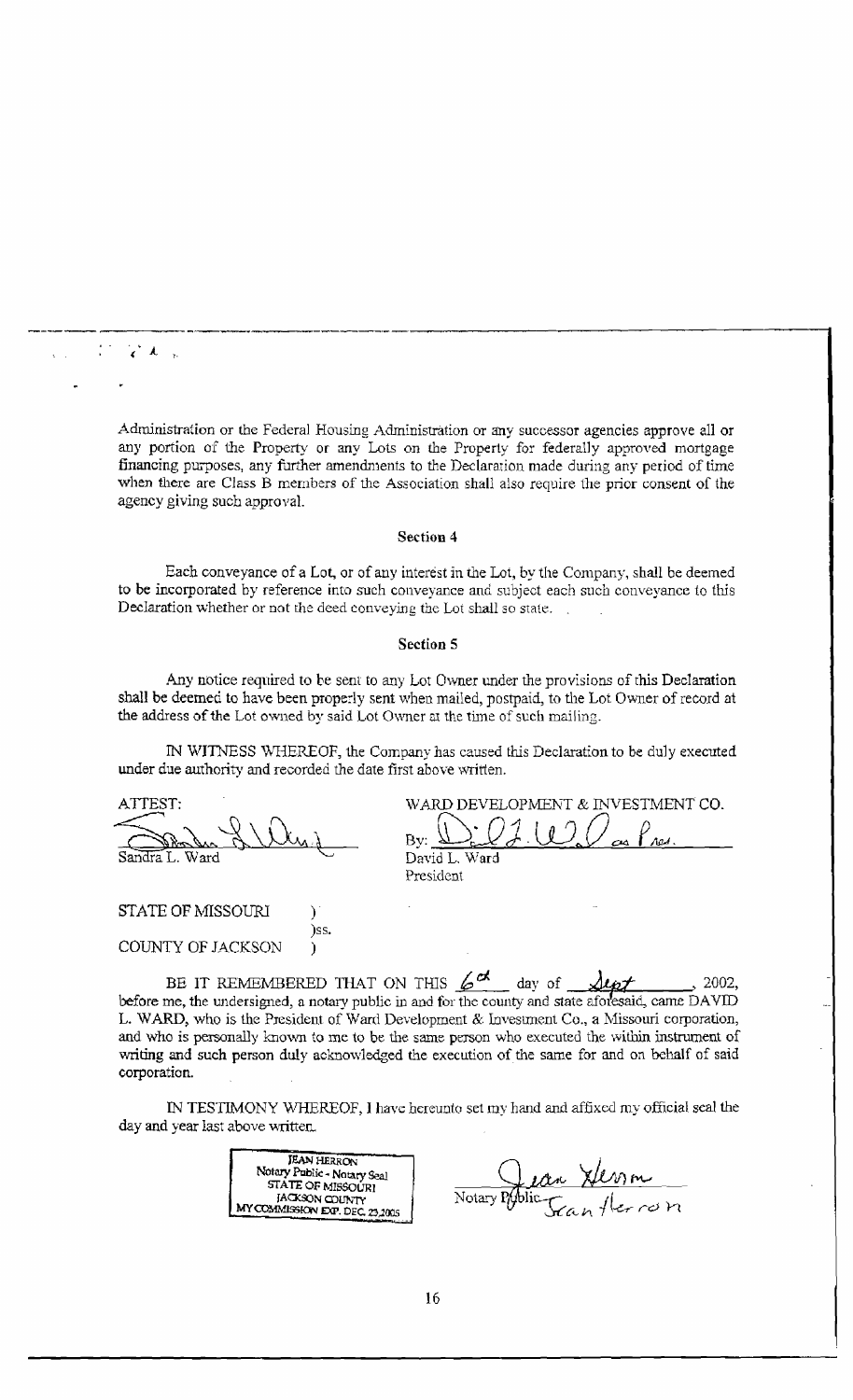Administration or the Federal Housing Administration or any successor agencies approve all or any portion of the Property or any Lots on the Property for federally approved mortgage financing purposes, any further amendments to the Declaration made during any period of time when there are Class B members of the Association shall also require the prior consent of the agency giving such approval.

### Section 4

Each conveyance of a Lot, or of any interest in the Lot, by the Company, shall be deemed to be incorporated by reference into such conveyance and subject each such conveyance to this Declaration whether or not the deed conveying the Lot shall so state.

### Section 5

Any notice required to be sent to any Lot Owner under the provisions of this Declaration shall be deemed to have been properly sent when mailed, postpaid, to the Lot Owner of record at the address of the Lot owned by said Lot Owner at the time of such mailing.

IN WITNESS WHEREOF, the Company has caused this Declaration to be duly executed under due authority and recorded the date first above written.

ATTEST:

Sandra L. Ward

WARD DEVELOPMENT & INVESTMENT CO.

By: David L. Ward as Pres.

David L. Ward
President

STATE OF MISSOURI )
)ss.
COUNTY OF JACKSON )

BE IT REMEMBERED THAT ON THIS 6th day of Sept, 2002, before me, the undersigned, a notary public in and for the county and state aforesaid, came DAVID L. WARD, who is the President of Ward Development & Investment Co., a Missouri corporation, and who is personally known to me to be the same person who executed the within instrument of writing and such person duly acknowledged the execution of the same for and on behalf of said corporation.

IN TESTIMONY WHEREOF, I have hereunto set my hand and affixed my official seal the day and year last above written.

JEAN HERRON
Notary Public - Notary Seal
STATE OF MISSOURI
JACKSON COUNTY
MY COMMISSION EXP. DEC. 23,2005

Jean Herron
Notary Public Jean Herron